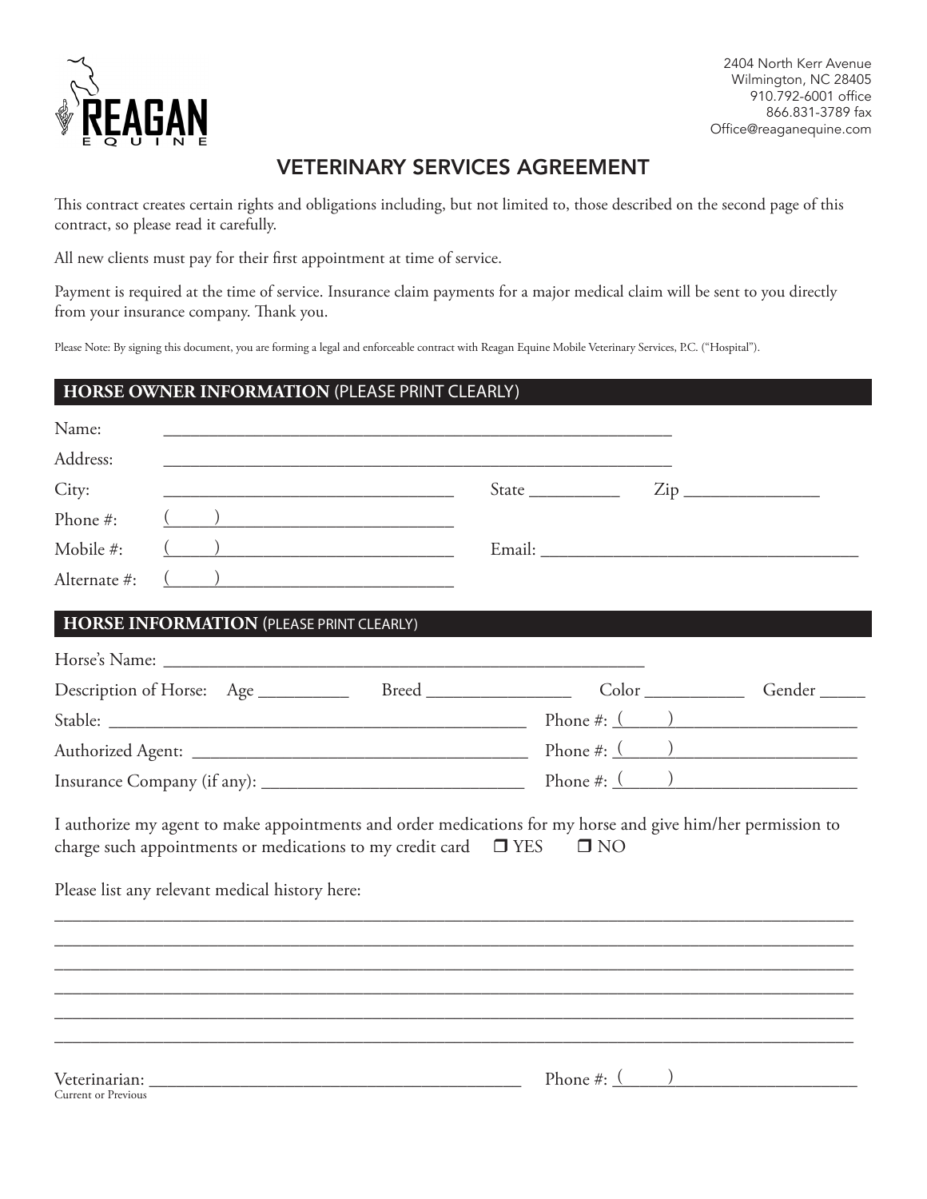REAGAN EQUINE

2404 North Kerr Avenue
Wilmington, NC 28405
910.792-6001 office
866.831-3789 fax
Office@reaganequine.com

# VETERINARY SERVICES AGREEMENT

This contract creates certain rights and obligations including, but not limited to, those described on the second page of this contract, so please read it carefully.

All new clients must pay for their first appointment at time of service.

Payment is required at the time of service. Insurance claim payments for a major medical claim will be sent to you directly from your insurance company. Thank you.

Please Note: By signing this document, you are forming a legal and enforceable contract with Reagan Equine Mobile Veterinary Services, P.C. ("Hospital").

## HORSE OWNER INFORMATION (PLEASE PRINT CLEARLY)

Name: ____________________________________________________________

Address: ____________________________________________________________

City: ________________________________ State __________ Zip _______________

Phone #: (_____)__________________________

Mobile #: (_____)__________________________ Email: ___________________________________

Alternate #: (_____)__________________________

## HORSE INFORMATION (PLEASE PRINT CLEARLY)

Horse's Name: ______________________________________________________

Description of Horse: Age __________ Breed ________________ Color ___________ Gender _____

Stable: ______________________________________________ Phone #: (_____)____________________

Authorized Agent: ____________________________________ Phone #: (_____)____________________

Insurance Company (if any): ____________________________ Phone #: (_____)____________________

I authorize my agent to make appointments and order medications for my horse and give him/her permission to charge such appointments or medications to my credit card ❒ YES ❒ NO

Please list any relevant medical history here:

____________________________________________________________________________________________

____________________________________________________________________________________________

____________________________________________________________________________________________

____________________________________________________________________________________________

____________________________________________________________________________________________

____________________________________________________________________________________________

Veterinarian: ________________________________________ Phone #: (_____)____________________
Current or Previous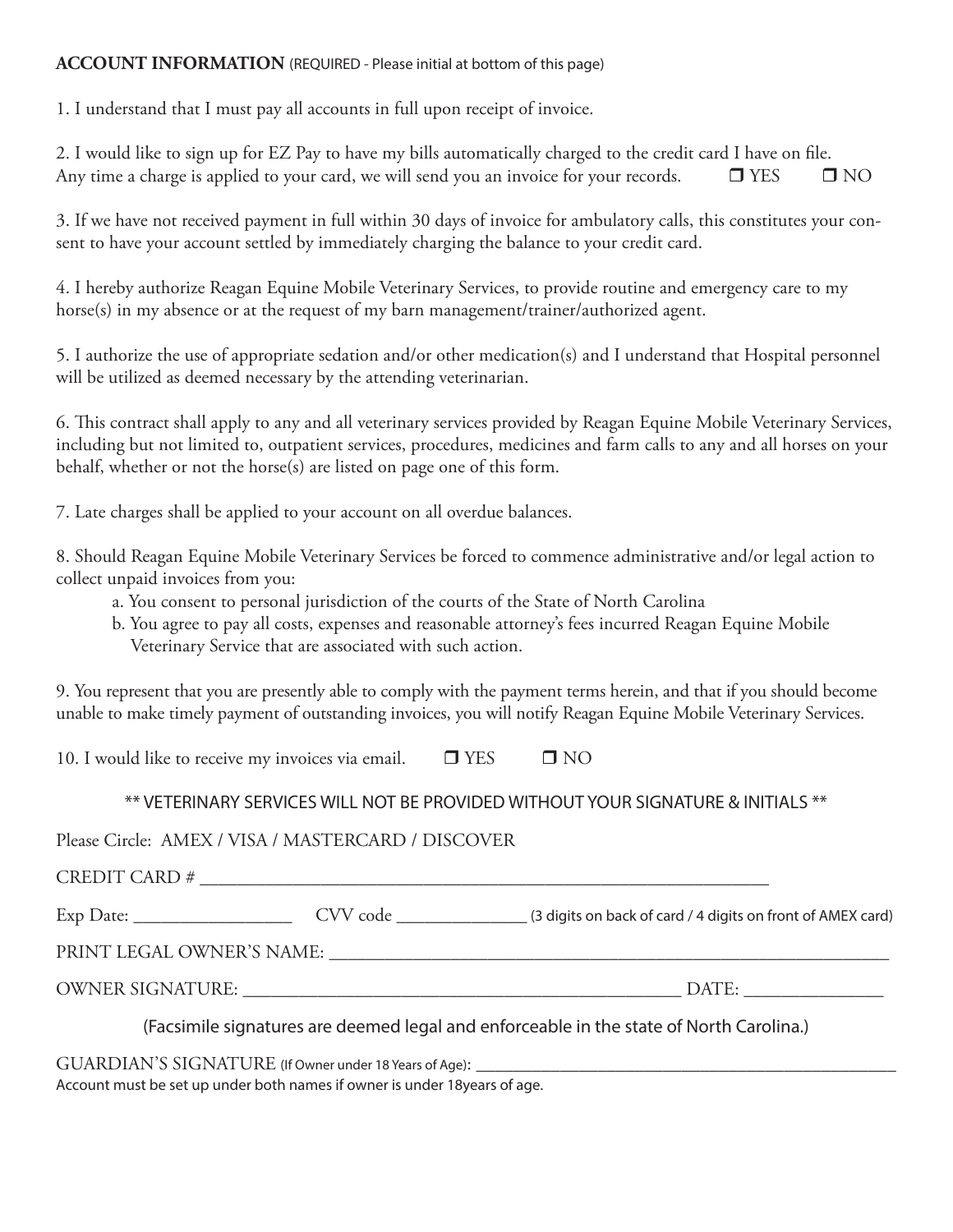**ACCOUNT INFORMATION** (REQUIRED - Please initial at bottom of this page)

1. I understand that I must pay all accounts in full upon receipt of invoice.

2. I would like to sign up for EZ Pay to have my bills automatically charged to the credit card I have on file. Any time a charge is applied to your card, we will send you an invoice for your records. ❐ YES ❐ NO

3. If we have not received payment in full within 30 days of invoice for ambulatory calls, this constitutes your consent to have your account settled by immediately charging the balance to your credit card.

4. I hereby authorize Reagan Equine Mobile Veterinary Services, to provide routine and emergency care to my horse(s) in my absence or at the request of my barn management/trainer/authorized agent.

5. I authorize the use of appropriate sedation and/or other medication(s) and I understand that Hospital personnel will be utilized as deemed necessary by the attending veterinarian.

6. This contract shall apply to any and all veterinary services provided by Reagan Equine Mobile Veterinary Services, including but not limited to, outpatient services, procedures, medicines and farm calls to any and all horses on your behalf, whether or not the horse(s) are listed on page one of this form.

7. Late charges shall be applied to your account on all overdue balances.

8. Should Reagan Equine Mobile Veterinary Services be forced to commence administrative and/or legal action to collect unpaid invoices from you:
   a. You consent to personal jurisdiction of the courts of the State of North Carolina
   b. You agree to pay all costs, expenses and reasonable attorney's fees incurred Reagan Equine Mobile Veterinary Service that are associated with such action.

9. You represent that you are presently able to comply with the payment terms herein, and that if you should become unable to make timely payment of outstanding invoices, you will notify Reagan Equine Mobile Veterinary Services.

10. I would like to receive my invoices via email. ❐ YES ❐ NO

** VETERINARY SERVICES WILL NOT BE PROVIDED WITHOUT YOUR SIGNATURE & INITIALS **

Please Circle: AMEX / VISA / MASTERCARD / DISCOVER

CREDIT CARD # ________________________________________________________________

Exp Date: _________________ CVV code ______________ (3 digits on back of card / 4 digits on front of AMEX card)

PRINT LEGAL OWNER'S NAME: ___________________________________________________________

OWNER SIGNATURE: ______________________________________________ DATE: _______________

(Facsimile signatures are deemed legal and enforceable in the state of North Carolina.)

GUARDIAN'S SIGNATURE (If Owner under 18 Years of Age): ______________________________________________

Account must be set up under both names if owner is under 18years of age.